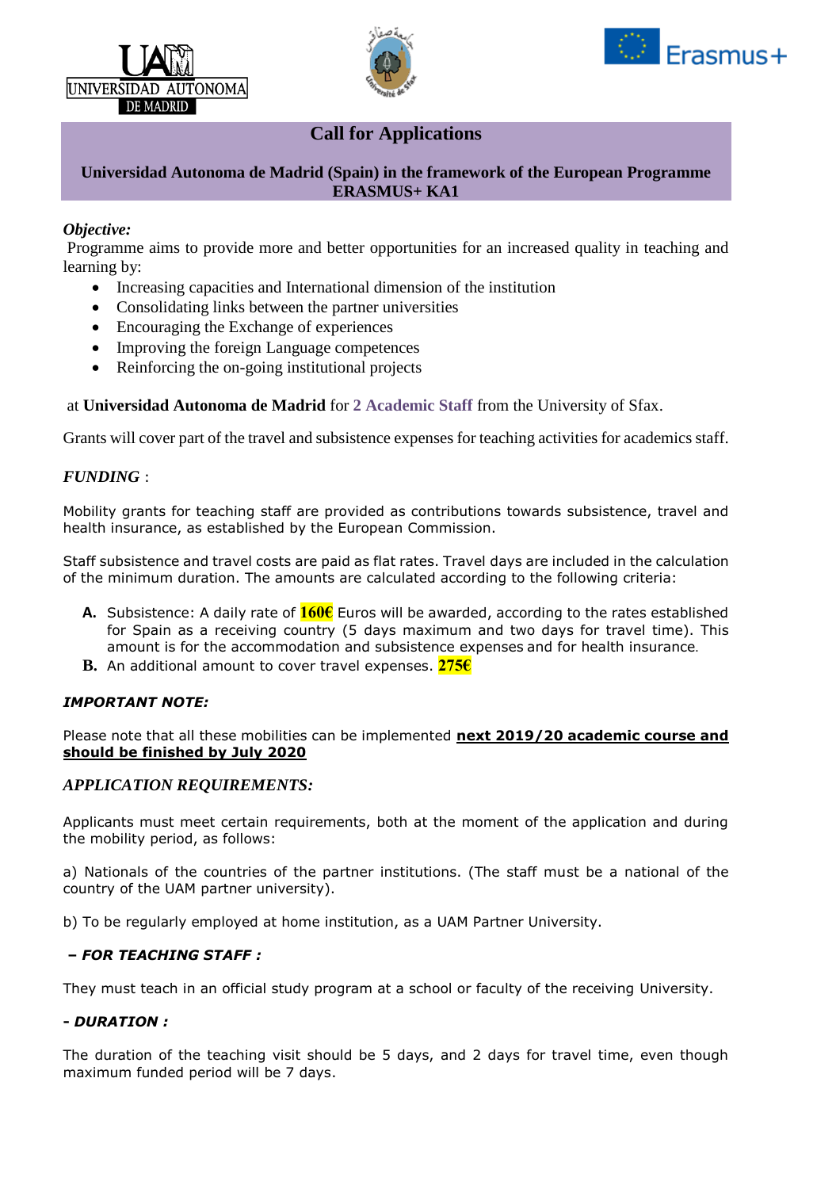# Call for Applications

**Universidad Autonoma de Madrid (Spain) in the framework of the European Programme ERASMUS+ KA1**

***Objective:***

Programme aims to provide more and better opportunities for an increased quality in teaching and learning by:

- Increasing capacities and International dimension of the institution
- Consolidating links between the partner universities
- Encouraging the Exchange of experiences
- Improving the foreign Language competences
- Reinforcing the on-going institutional projects

at **Universidad Autonoma de Madrid** for **2 Academic Staff** from the University of Sfax.

Grants will cover part of the travel and subsistence expenses for teaching activities for academics staff.

## *FUNDING* :

Mobility grants for teaching staff are provided as contributions towards subsistence, travel and health insurance, as established by the European Commission.

Staff subsistence and travel costs are paid as flat rates. Travel days are included in the calculation of the minimum duration. The amounts are calculated according to the following criteria:

**A.** Subsistence: A daily rate of **160€** Euros will be awarded, according to the rates established for Spain as a receiving country (5 days maximum and two days for travel time). This amount is for the accommodation and subsistence expenses and for health insurance.

**B.** An additional amount to cover travel expenses. **275€**

***IMPORTANT NOTE:***

Please note that all these mobilities can be implemented **next 2019/20 academic course and should be finished by July 2020**

## *APPLICATION REQUIREMENTS:*

Applicants must meet certain requirements, both at the moment of the application and during the mobility period, as follows:

a) Nationals of the countries of the partner institutions. (The staff must be a national of the country of the UAM partner university).

b) To be regularly employed at home institution, as a UAM Partner University.

***– FOR TEACHING STAFF :***

They must teach in an official study program at a school or faculty of the receiving University.

***- DURATION :***

The duration of the teaching visit should be 5 days, and 2 days for travel time, even though maximum funded period will be 7 days.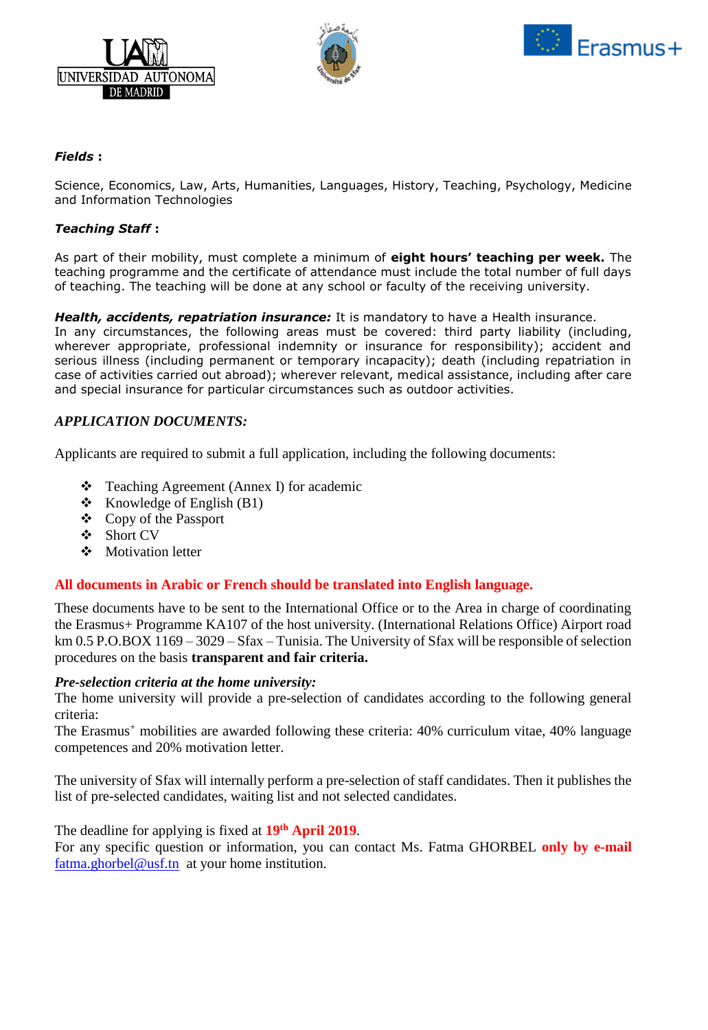***Fields*** **:**

Science, Economics, Law, Arts, Humanities, Languages, History, Teaching, Psychology, Medicine and Information Technologies

***Teaching Staff*** **:**

As part of their mobility, must complete a minimum of **eight hours' teaching per week.** The teaching programme and the certificate of attendance must include the total number of full days of teaching. The teaching will be done at any school or faculty of the receiving university.

***Health, accidents, repatriation insurance:*** It is mandatory to have a Health insurance.
In any circumstances, the following areas must be covered: third party liability (including, wherever appropriate, professional indemnity or insurance for responsibility); accident and serious illness (including permanent or temporary incapacity); death (including repatriation in case of activities carried out abroad); wherever relevant, medical assistance, including after care and special insurance for particular circumstances such as outdoor activities.

*APPLICATION DOCUMENTS:*

Applicants are required to submit a full application, including the following documents:

- Teaching Agreement (Annex I) for academic
- Knowledge of English (B1)
- Copy of the Passport
- Short CV
- Motivation letter

**All documents in Arabic or French should be translated into English language.**

These documents have to be sent to the International Office or to the Area in charge of coordinating the Erasmus+ Programme KA107 of the host university. (International Relations Office) Airport road km 0.5 P.O.BOX 1169 – 3029 – Sfax – Tunisia. The University of Sfax will be responsible of selection procedures on the basis **transparent and fair criteria.**

***Pre-selection criteria at the home university:***
The home university will provide a pre-selection of candidates according to the following general criteria:
The Erasmus+ mobilities are awarded following these criteria: 40% curriculum vitae, 40% language competences and 20% motivation letter.

The university of Sfax will internally perform a pre-selection of staff candidates. Then it publishes the list of pre-selected candidates, waiting list and not selected candidates.

The deadline for applying is fixed at **19th April 2019**.
For any specific question or information, you can contact Ms. Fatma GHORBEL **only by e-mail** fatma.ghorbel@usf.tn at your home institution.